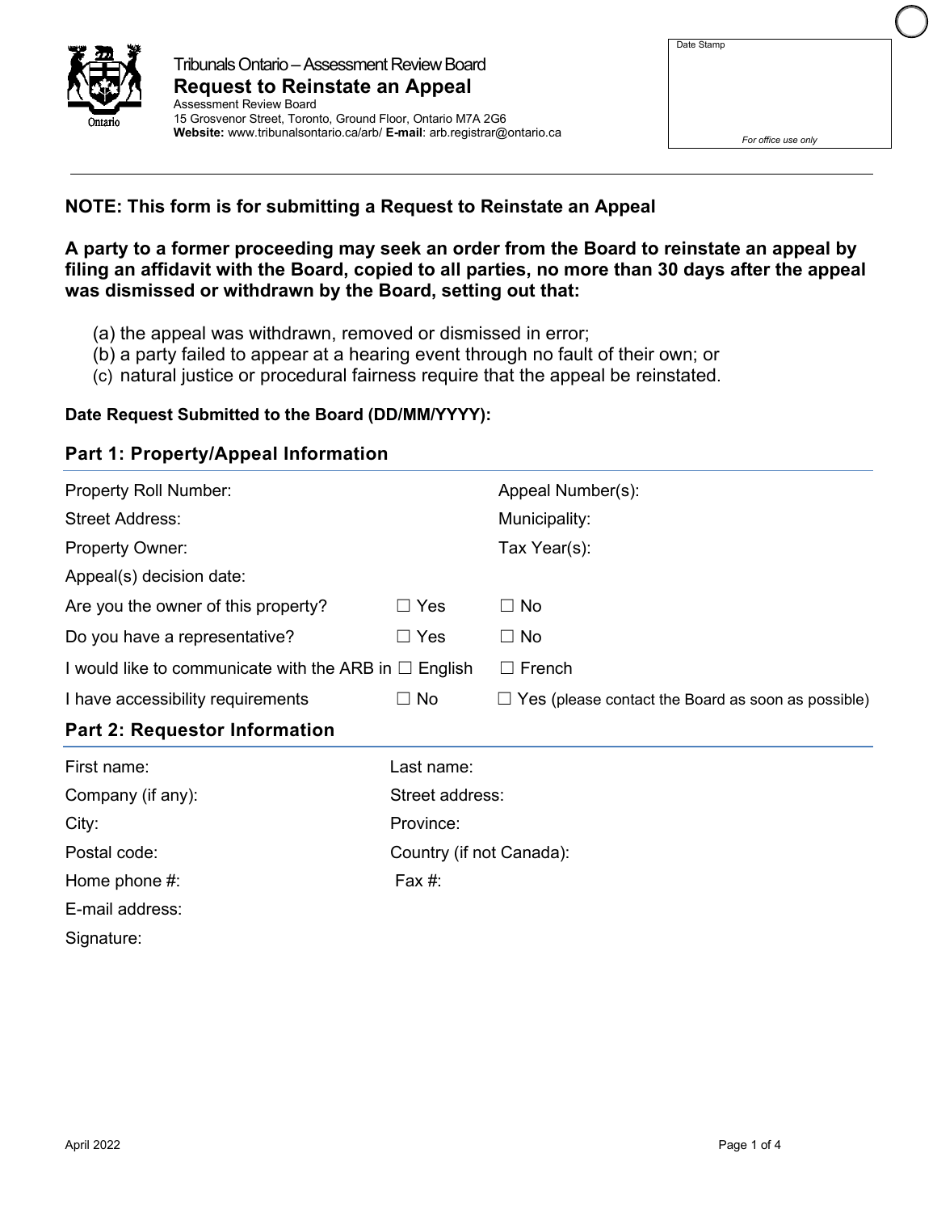Tribunals Ontario – Assessment Review Board

# Request to Reinstate an Appeal

Assessment Review Board
15 Grosvenor Street, Toronto, Ground Floor, Ontario M7A 2G6
**Website:** www.tribunalsontario.ca/arb/ **E-mail**: arb.registrar@ontario.ca

Date Stamp

*For office use only*

**NOTE: This form is for submitting a Request to Reinstate an Appeal**

**A party to a former proceeding may seek an order from the Board to reinstate an appeal by filing an affidavit with the Board, copied to all parties, no more than 30 days after the appeal was dismissed or withdrawn by the Board, setting out that:**

(a) the appeal was withdrawn, removed or dismissed in error;
(b) a party failed to appear at a hearing event through no fault of their own; or
(c) natural justice or procedural fairness require that the appeal be reinstated.

**Date Request Submitted to the Board (DD/MM/YYYY):**

## Part 1: Property/Appeal Information

Property Roll Number:

Appeal Number(s):

Street Address:

Municipality:

Property Owner:

Tax Year(s):

Appeal(s) decision date:

Are you the owner of this property? ☐ Yes ☐ No

Do you have a representative? ☐ Yes ☐ No

I would like to communicate with the ARB in ☐ English ☐ French

I have accessibility requirements ☐ No ☐ Yes (please contact the Board as soon as possible)

## Part 2: Requestor Information

First name:

Last name:

Company (if any):

Street address:

City:

Province:

Postal code:

Country (if not Canada):

Home phone #:

Fax #:

E-mail address:

Signature:

April 2022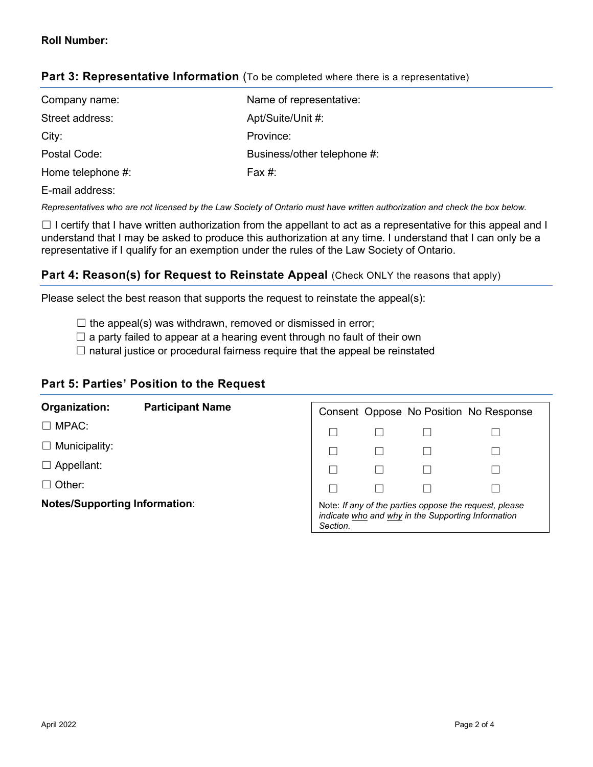**Roll Number:**

## Part 3: Representative Information (To be completed where there is a representative)

Company name:

Name of representative:

Street address:

Apt/Suite/Unit #:

City:

Province:

Postal Code:

Business/other telephone #:

Home telephone #:

Fax #:

E-mail address:

*Representatives who are not licensed by the Law Society of Ontario must have written authorization and check the box below.*

☐ I certify that I have written authorization from the appellant to act as a representative for this appeal and I understand that I may be asked to produce this authorization at any time. I understand that I can only be a representative if I qualify for an exemption under the rules of the Law Society of Ontario.

## Part 4: Reason(s) for Request to Reinstate Appeal (Check ONLY the reasons that apply)

Please select the best reason that supports the request to reinstate the appeal(s):

- ☐ the appeal(s) was withdrawn, removed or dismissed in error;
- ☐ a party failed to appear at a hearing event through no fault of their own
- ☐ natural justice or procedural fairness require that the appeal be reinstated

## Part 5: Parties' Position to the Request

| **Organization:** | **Participant Name** | Consent | Oppose | No Position | No Response |
|---|---|---|---|---|---|
| ☐ MPAC: | | ☐ | ☐ | ☐ | ☐ |
| ☐ Municipality: | | ☐ | ☐ | ☐ | ☐ |
| ☐ Appellant: | | ☐ | ☐ | ☐ | ☐ |
| ☐ Other: | | ☐ | ☐ | ☐ | ☐ |

Note: *If any of the parties oppose the request, please indicate who and why in the Supporting Information Section.*

**Notes/Supporting Information**: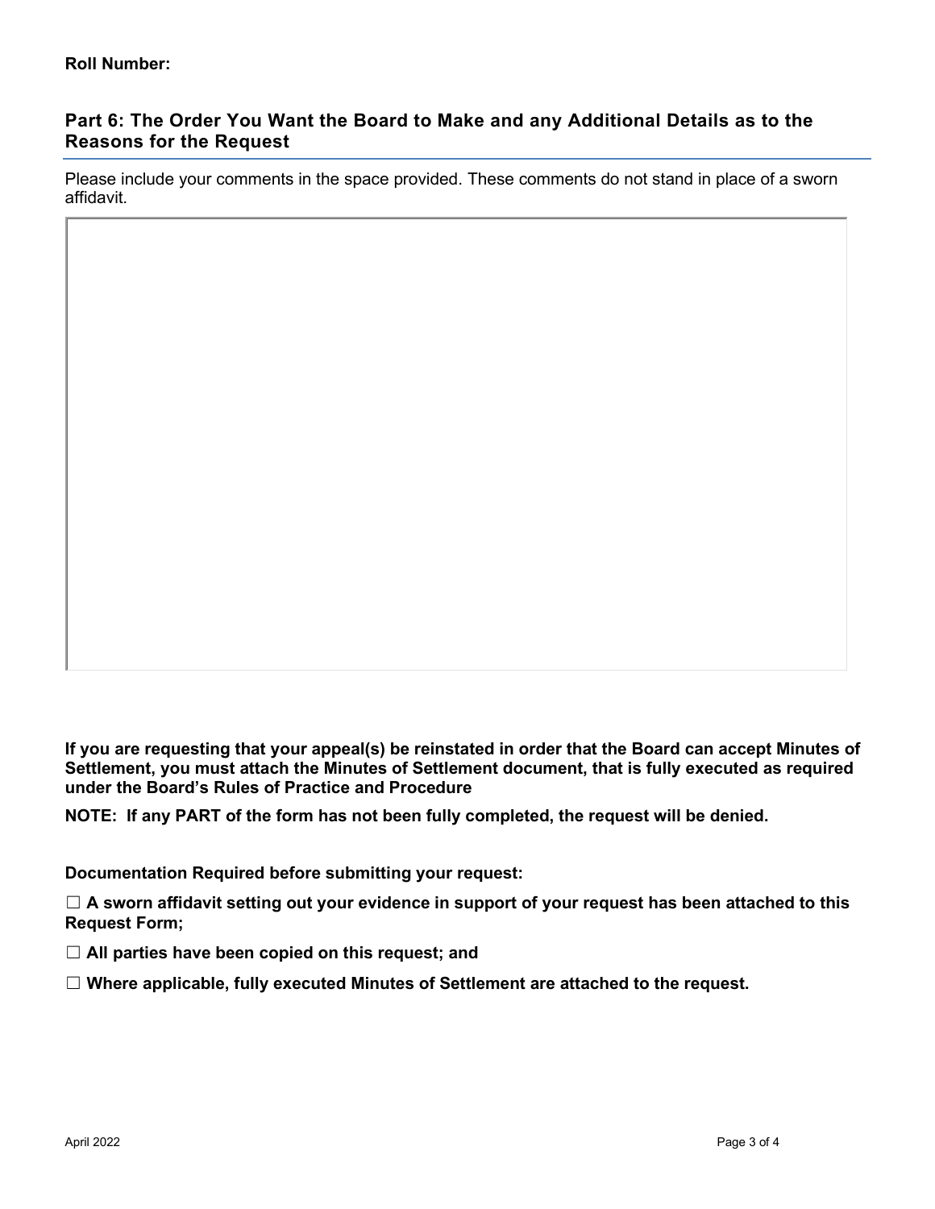**Roll Number:**

## Part 6: The Order You Want the Board to Make and any Additional Details as to the Reasons for the Request

Please include your comments in the space provided. These comments do not stand in place of a sworn affidavit.

**If you are requesting that your appeal(s) be reinstated in order that the Board can accept Minutes of Settlement, you must attach the Minutes of Settlement document, that is fully executed as required under the Board's Rules of Practice and Procedure**

**NOTE: If any PART of the form has not been fully completed, the request will be denied.**

**Documentation Required before submitting your request:**

☐ **A sworn affidavit setting out your evidence in support of your request has been attached to this Request Form;**

☐ **All parties have been copied on this request; and**

☐ **Where applicable, fully executed Minutes of Settlement are attached to the request.**

April 2022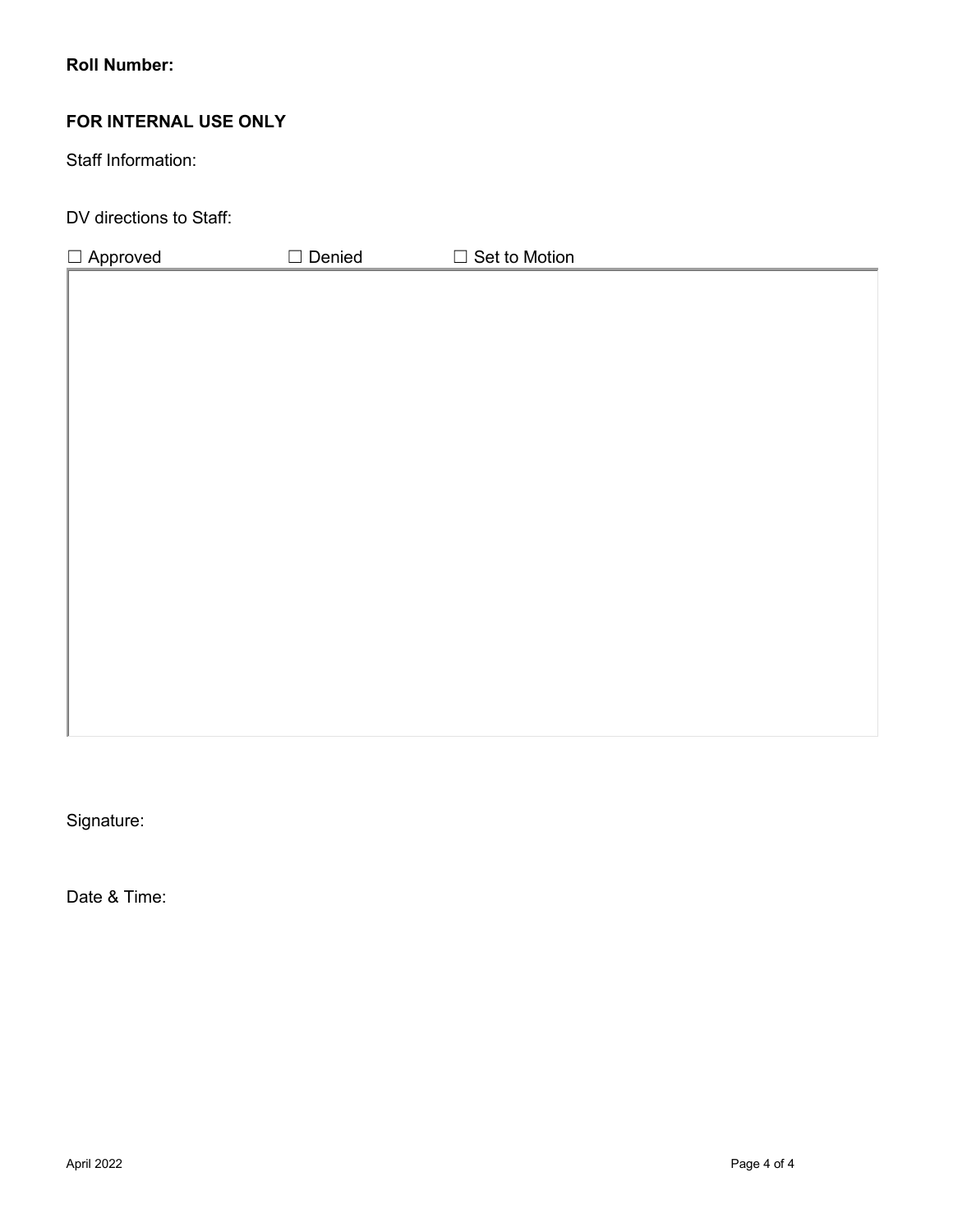**Roll Number:**

**FOR INTERNAL USE ONLY**

Staff Information:

DV directions to Staff:

☐ Approved ☐ Denied ☐ Set to Motion

Signature:

Date & Time:

April 2022